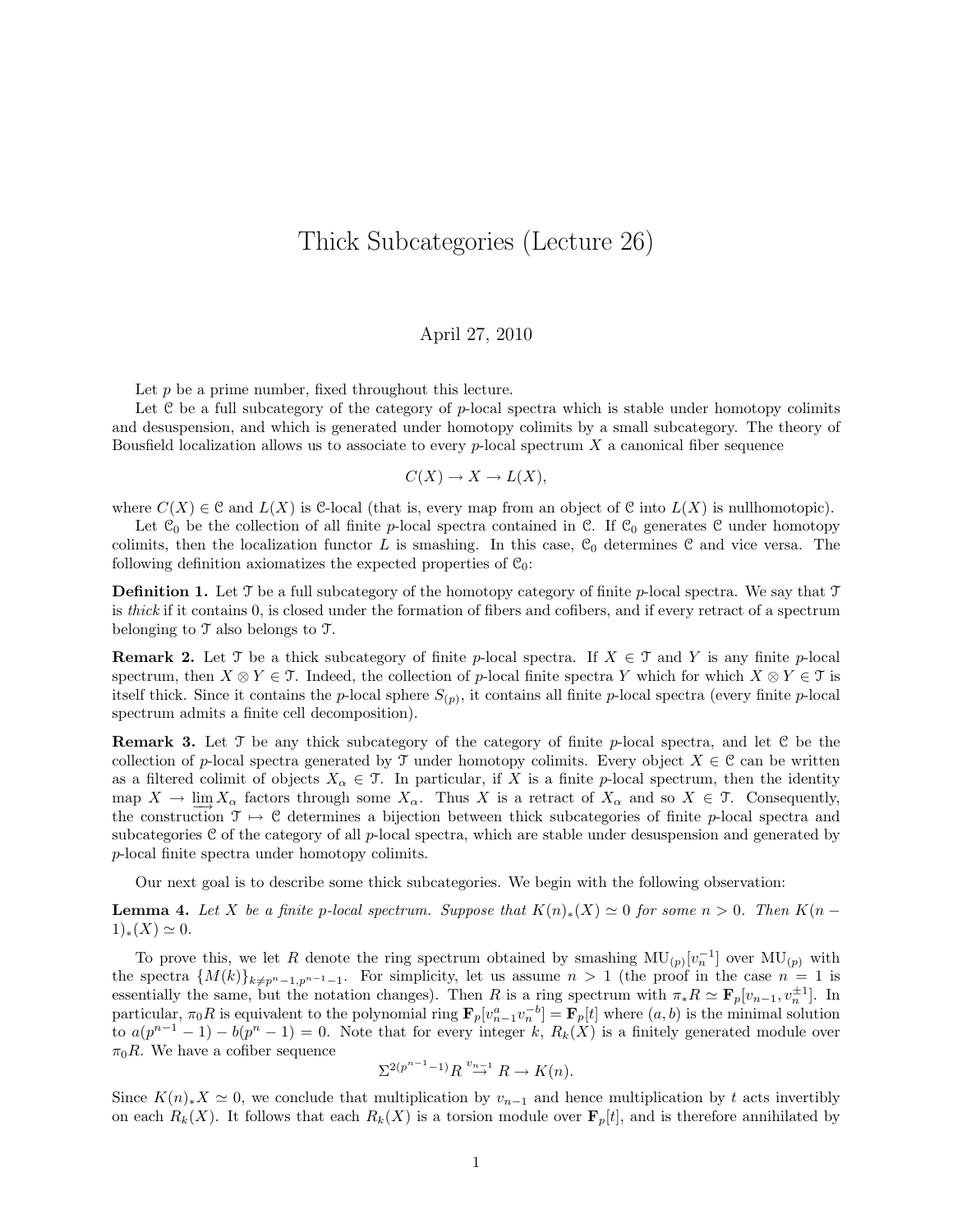# Thick Subcategories (Lecture 26)

April 27, 2010

Let $p$ be a prime number, fixed throughout this lecture.

Let $\mathcal{C}$ be a full subcategory of the category of $p$-local spectra which is stable under homotopy colimits and desuspension, and which is generated under homotopy colimits by a small subcategory. The theory of Bousfield localization allows us to associate to every $p$-local spectrum $X$ a canonical fiber sequence

$$C(X) \to X \to L(X),$$

where $C(X) \in \mathcal{C}$ and $L(X)$ is $\mathcal{C}$-local (that is, every map from an object of $\mathcal{C}$ into $L(X)$ is nullhomotopic).

Let $\mathcal{C}_0$ be the collection of all finite $p$-local spectra contained in $\mathcal{C}$. If $\mathcal{C}_0$ generates $\mathcal{C}$ under homotopy colimits, then the localization functor $L$ is smashing. In this case, $\mathcal{C}_0$ determines $\mathcal{C}$ and vice versa. The following definition axiomatizes the expected properties of $\mathcal{C}_0$:

**Definition 1.** Let $\mathcal{T}$ be a full subcategory of the homotopy category of finite $p$-local spectra. We say that $\mathcal{T}$ is *thick* if it contains 0, is closed under the formation of fibers and cofibers, and if every retract of a spectrum belonging to $\mathcal{T}$ also belongs to $\mathcal{T}$.

**Remark 2.** Let $\mathcal{T}$ be a thick subcategory of finite $p$-local spectra. If $X \in \mathcal{T}$ and $Y$ is any finite $p$-local spectrum, then $X \otimes Y \in \mathcal{T}$. Indeed, the collection of $p$-local finite spectra $Y$ which for which $X \otimes Y \in \mathcal{T}$ is itself thick. Since it contains the $p$-local sphere $S_{(p)}$, it contains all finite $p$-local spectra (every finite $p$-local spectrum admits a finite cell decomposition).

**Remark 3.** Let $\mathcal{T}$ be any thick subcategory of the category of finite $p$-local spectra, and let $\mathcal{C}$ be the collection of $p$-local spectra generated by $\mathcal{T}$ under homotopy colimits. Every object $X \in \mathcal{C}$ can be written as a filtered colimit of objects $X_\alpha \in \mathcal{T}$. In particular, if $X$ is a finite $p$-local spectrum, then the identity map $X \to \varinjlim X_\alpha$ factors through some $X_\alpha$. Thus $X$ is a retract of $X_\alpha$ and so $X \in \mathcal{T}$. Consequently, the construction $\mathcal{T} \mapsto \mathcal{C}$ determines a bijection between thick subcategories of finite $p$-local spectra and subcategories $\mathcal{C}$ of the category of all $p$-local spectra, which are stable under desuspension and generated by $p$-local finite spectra under homotopy colimits.

Our next goal is to describe some thick subcategories. We begin with the following observation:

**Lemma 4.** *Let $X$ be a finite $p$-local spectrum. Suppose that $K(n)_*(X) \simeq 0$ for some $n > 0$. Then $K(n-1)_*(X) \simeq 0$.*

To prove this, we let $R$ denote the ring spectrum obtained by smashing $\mathrm{MU}_{(p)}[v_n^{-1}]$ over $\mathrm{MU}_{(p)}$ with the spectra $\{M(k)\}_{k \neq p^n-1, p^{n-1}-1}$. For simplicity, let us assume $n > 1$ (the proof in the case $n = 1$ is essentially the same, but the notation changes). Then $R$ is a ring spectrum with $\pi_* R \simeq \mathbf{F}_p[v_{n-1}, v_n^{\pm 1}]$. In particular, $\pi_0 R$ is equivalent to the polynomial ring $\mathbf{F}_p[v_{n-1}^a v_n^{-b}] = \mathbf{F}_p[t]$ where $(a, b)$ is the minimal solution to $a(p^{n-1}-1) - b(p^n - 1) = 0$. Note that for every integer $k$, $R_k(X)$ is a finitely generated module over $\pi_0 R$. We have a cofiber sequence

$$\Sigma^{2(p^{n-1}-1)} R \xrightarrow{v_{n-1}} R \to K(n).$$

Since $K(n)_* X \simeq 0$, we conclude that multiplication by $v_{n-1}$ and hence multiplication by $t$ acts invertibly on each $R_k(X)$. It follows that each $R_k(X)$ is a torsion module over $\mathbf{F}_p[t]$, and is therefore annihilated by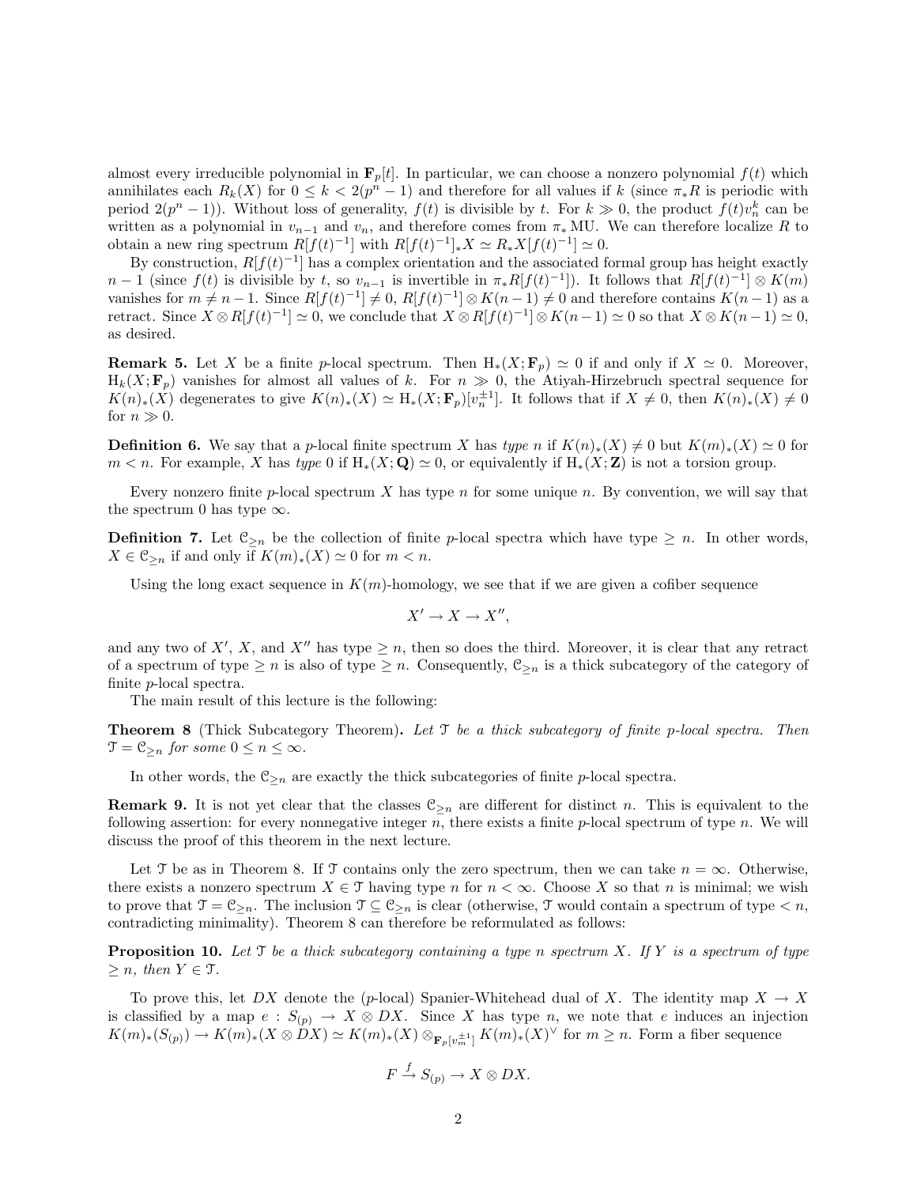almost every irreducible polynomial in $\mathbf{F}_p[t]$. In particular, we can choose a nonzero polynomial $f(t)$ which annihilates each $R_k(X)$ for $0 \leq k < 2(p^n - 1)$ and therefore for all values if $k$ (since $\pi_* R$ is periodic with period $2(p^n-1)$). Without loss of generality, $f(t)$ is divisible by $t$. For $k \gg 0$, the product $f(t)v_n^k$ can be written as a polynomial in $v_{n-1}$ and $v_n$, and therefore comes from $\pi_* \mathrm{MU}$. We can therefore localize $R$ to obtain a new ring spectrum $R[f(t)^{-1}]$ with $R[f(t)^{-1}]_* X \simeq R_* X[f(t)^{-1}] \simeq 0$.

By construction, $R[f(t)^{-1}]$ has a complex orientation and the associated formal group has height exactly $n-1$ (since $f(t)$ is divisible by $t$, so $v_{n-1}$ is invertible in $\pi_* R[f(t)^{-1}]$). It follows that $R[f(t)^{-1}] \otimes K(m)$ vanishes for $m \neq n-1$. Since $R[f(t)^{-1}] \neq 0$, $R[f(t)^{-1}] \otimes K(n-1) \neq 0$ and therefore contains $K(n-1)$ as a retract. Since $X \otimes R[f(t)^{-1}] \simeq 0$, we conclude that $X \otimes R[f(t)^{-1}] \otimes K(n-1) \simeq 0$ so that $X \otimes K(n-1) \simeq 0$, as desired.

**Remark 5.** Let $X$ be a finite $p$-local spectrum. Then $\mathrm{H}_*(X; \mathbf{F}_p) \simeq 0$ if and only if $X \simeq 0$. Moreover, $\mathrm{H}_k(X; \mathbf{F}_p)$ vanishes for almost all values of $k$. For $n \gg 0$, the Atiyah-Hirzebruch spectral sequence for $K(n)_*(X)$ degenerates to give $K(n)_*(X) \simeq \mathrm{H}_*(X; \mathbf{F}_p)[v_n^{\pm 1}]$. It follows that if $X \neq 0$, then $K(n)_*(X) \neq 0$ for $n \gg 0$.

**Definition 6.** We say that a $p$-local finite spectrum $X$ has *type* $n$ if $K(n)_*(X) \neq 0$ but $K(m)_*(X) \simeq 0$ for $m < n$. For example, $X$ has *type* 0 if $\mathrm{H}_*(X; \mathbf{Q}) \simeq 0$, or equivalently if $\mathrm{H}_*(X; \mathbf{Z})$ is not a torsion group.

Every nonzero finite $p$-local spectrum $X$ has type $n$ for some unique $n$. By convention, we will say that the spectrum 0 has type $\infty$.

**Definition 7.** Let $\mathcal{C}_{\geq n}$ be the collection of finite $p$-local spectra which have type $\geq n$. In other words, $X \in \mathcal{C}_{\geq n}$ if and only if $K(m)_*(X) \simeq 0$ for $m < n$.

Using the long exact sequence in $K(m)$-homology, we see that if we are given a cofiber sequence

$$X' \to X \to X'',$$

and any two of $X'$, $X$, and $X''$ has type $\geq n$, then so does the third. Moreover, it is clear that any retract of a spectrum of type $\geq n$ is also of type $\geq n$. Consequently, $\mathcal{C}_{\geq n}$ is a thick subcategory of the category of finite $p$-local spectra.

The main result of this lecture is the following:

**Theorem 8** (Thick Subcategory Theorem)**.** *Let $\mathcal{T}$ be a thick subcategory of finite $p$-local spectra. Then $\mathcal{T} = \mathcal{C}_{\geq n}$ for some $0 \leq n \leq \infty$.*

In other words, the $\mathcal{C}_{\geq n}$ are exactly the thick subcategories of finite $p$-local spectra.

**Remark 9.** It is not yet clear that the classes $\mathcal{C}_{\geq n}$ are different for distinct $n$. This is equivalent to the following assertion: for every nonnegative integer $n$, there exists a finite $p$-local spectrum of type $n$. We will discuss the proof of this theorem in the next lecture.

Let $\mathcal{T}$ be as in Theorem 8. If $\mathcal{T}$ contains only the zero spectrum, then we can take $n = \infty$. Otherwise, there exists a nonzero spectrum $X \in \mathcal{T}$ having type $n$ for $n < \infty$. Choose $X$ so that $n$ is minimal; we wish to prove that $\mathcal{T} = \mathcal{C}_{\geq n}$. The inclusion $\mathcal{T} \subseteq \mathcal{C}_{\geq n}$ is clear (otherwise, $\mathcal{T}$ would contain a spectrum of type $< n$, contradicting minimality). Theorem 8 can therefore be reformulated as follows:

**Proposition 10.** *Let $\mathcal{T}$ be a thick subcategory containing a type $n$ spectrum $X$. If $Y$ is a spectrum of type $\geq n$, then $Y \in \mathcal{T}$.*

To prove this, let $DX$ denote the ($p$-local) Spanier-Whitehead dual of $X$. The identity map $X \to X$ is classified by a map $e : S_{(p)} \to X \otimes DX$. Since $X$ has type $n$, we note that $e$ induces an injection $K(m)_*(S_{(p)}) \to K(m)_*(X \otimes DX) \simeq K(m)_*(X) \otimes_{\mathbf{F}_p[v_m^{\pm 1}]} K(m)_*(X)^\vee$ for $m \geq n$. Form a fiber sequence

$$F \xrightarrow{f} S_{(p)} \to X \otimes DX.$$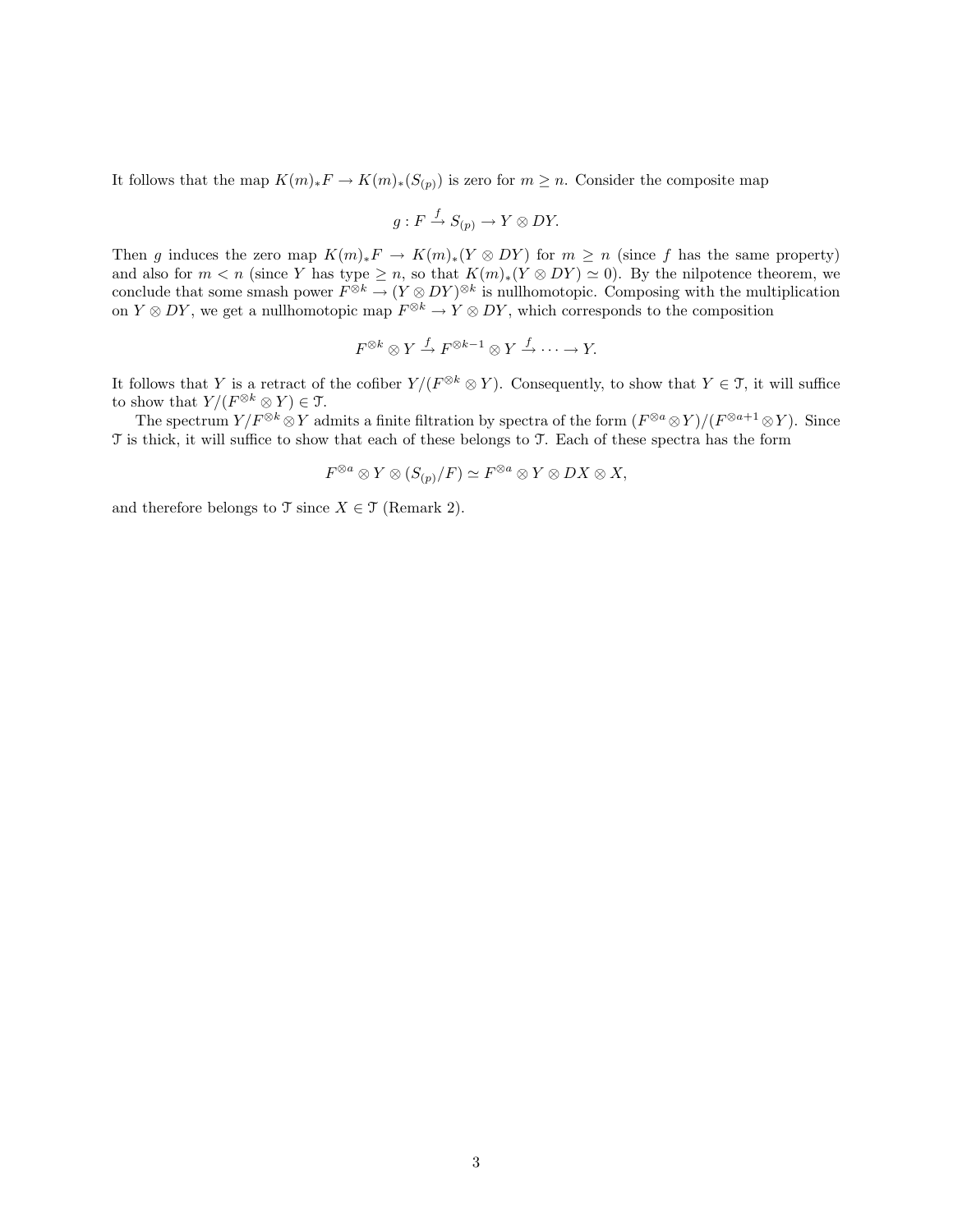It follows that the map $K(m)_*F \to K(m)_*(S_{(p)})$ is zero for $m \geq n$. Consider the composite map

$$g : F \xrightarrow{f} S_{(p)} \to Y \otimes DY.$$

Then $g$ induces the zero map $K(m)_*F \to K(m)_*(Y \otimes DY)$ for $m \geq n$ (since $f$ has the same property) and also for $m < n$ (since $Y$ has type $\geq n$, so that $K(m)_*(Y \otimes DY) \simeq 0$). By the nilpotence theorem, we conclude that some smash power $F^{\otimes k} \to (Y \otimes DY)^{\otimes k}$ is nullhomotopic. Composing with the multiplication on $Y \otimes DY$, we get a nullhomotopic map $F^{\otimes k} \to Y \otimes DY$, which corresponds to the composition

$$F^{\otimes k} \otimes Y \xrightarrow{f} F^{\otimes k-1} \otimes Y \xrightarrow{f} \cdots \to Y.$$

It follows that $Y$ is a retract of the cofiber $Y/(F^{\otimes k} \otimes Y)$. Consequently, to show that $Y \in \mathcal{T}$, it will suffice to show that $Y/(F^{\otimes k} \otimes Y) \in \mathcal{T}$.

The spectrum $Y/F^{\otimes k} \otimes Y$ admits a finite filtration by spectra of the form $(F^{\otimes a} \otimes Y)/(F^{\otimes a+1} \otimes Y)$. Since $\mathcal{T}$ is thick, it will suffice to show that each of these belongs to $\mathcal{T}$. Each of these spectra has the form

$$F^{\otimes a} \otimes Y \otimes (S_{(p)}/F) \simeq F^{\otimes a} \otimes Y \otimes DX \otimes X,$$

and therefore belongs to $\mathcal{T}$ since $X \in \mathcal{T}$ (Remark 2).